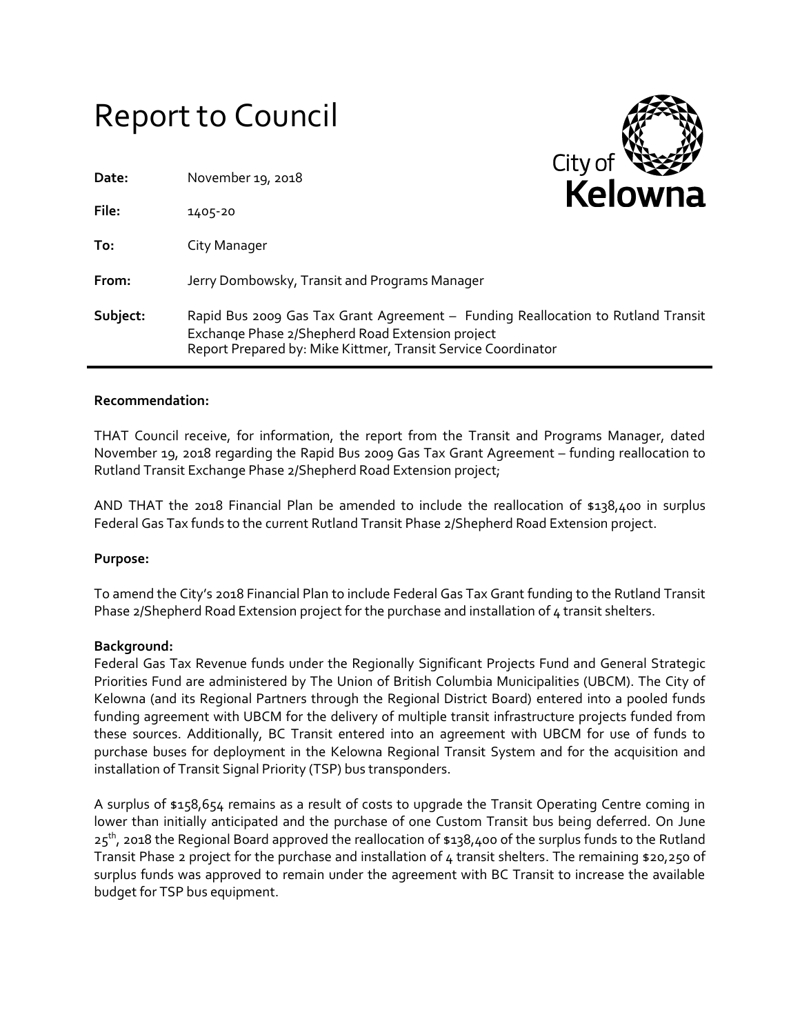# Report to Council

**Date:** November 19, 2018

**File:** 1405-20

**To:** City Manager

**From:** Jerry Dombowsky, Transit and Programs Manager

**Subject:** Rapid Bus 2009 Gas Tax Grant Agreement – Funding Reallocation to Rutland Transit Exchange Phase 2/Shepherd Road Extension project
Report Prepared by: Mike Kittmer, Transit Service Coordinator

---

**Recommendation:**

THAT Council receive, for information, the report from the Transit and Programs Manager, dated November 19, 2018 regarding the Rapid Bus 2009 Gas Tax Grant Agreement – funding reallocation to Rutland Transit Exchange Phase 2/Shepherd Road Extension project;

AND THAT the 2018 Financial Plan be amended to include the reallocation of $138,400 in surplus Federal Gas Tax funds to the current Rutland Transit Phase 2/Shepherd Road Extension project.

**Purpose:**

To amend the City's 2018 Financial Plan to include Federal Gas Tax Grant funding to the Rutland Transit Phase 2/Shepherd Road Extension project for the purchase and installation of 4 transit shelters.

**Background:**

Federal Gas Tax Revenue funds under the Regionally Significant Projects Fund and General Strategic Priorities Fund are administered by The Union of British Columbia Municipalities (UBCM). The City of Kelowna (and its Regional Partners through the Regional District Board) entered into a pooled funds funding agreement with UBCM for the delivery of multiple transit infrastructure projects funded from these sources. Additionally, BC Transit entered into an agreement with UBCM for use of funds to purchase buses for deployment in the Kelowna Regional Transit System and for the acquisition and installation of Transit Signal Priority (TSP) bus transponders.

A surplus of $158,654 remains as a result of costs to upgrade the Transit Operating Centre coming in lower than initially anticipated and the purchase of one Custom Transit bus being deferred. On June 25th, 2018 the Regional Board approved the reallocation of $138,400 of the surplus funds to the Rutland Transit Phase 2 project for the purchase and installation of 4 transit shelters. The remaining $20,250 of surplus funds was approved to remain under the agreement with BC Transit to increase the available budget for TSP bus equipment.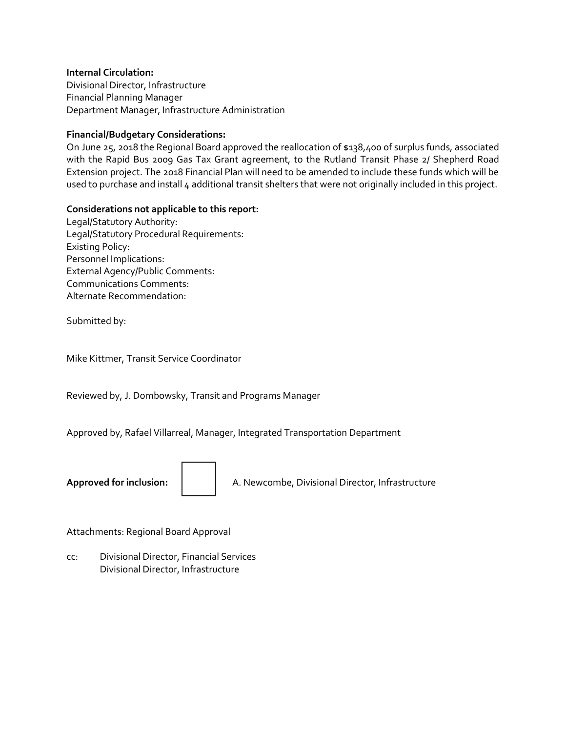**Internal Circulation:**
Divisional Director, Infrastructure
Financial Planning Manager
Department Manager, Infrastructure Administration

**Financial/Budgetary Considerations:**
On June 25, 2018 the Regional Board approved the reallocation of $138,400 of surplus funds, associated with the Rapid Bus 2009 Gas Tax Grant agreement, to the Rutland Transit Phase 2/ Shepherd Road Extension project. The 2018 Financial Plan will need to be amended to include these funds which will be used to purchase and install 4 additional transit shelters that were not originally included in this project.

**Considerations not applicable to this report:**
Legal/Statutory Authority:
Legal/Statutory Procedural Requirements:
Existing Policy:
Personnel Implications:
External Agency/Public Comments:
Communications Comments:
Alternate Recommendation:

Submitted by:

Mike Kittmer, Transit Service Coordinator

Reviewed by, J. Dombowsky, Transit and Programs Manager

Approved by, Rafael Villarreal, Manager, Integrated Transportation Department

**Approved for inclusion:** A. Newcombe, Divisional Director, Infrastructure

Attachments: Regional Board Approval

cc: Divisional Director, Financial Services
Divisional Director, Infrastructure